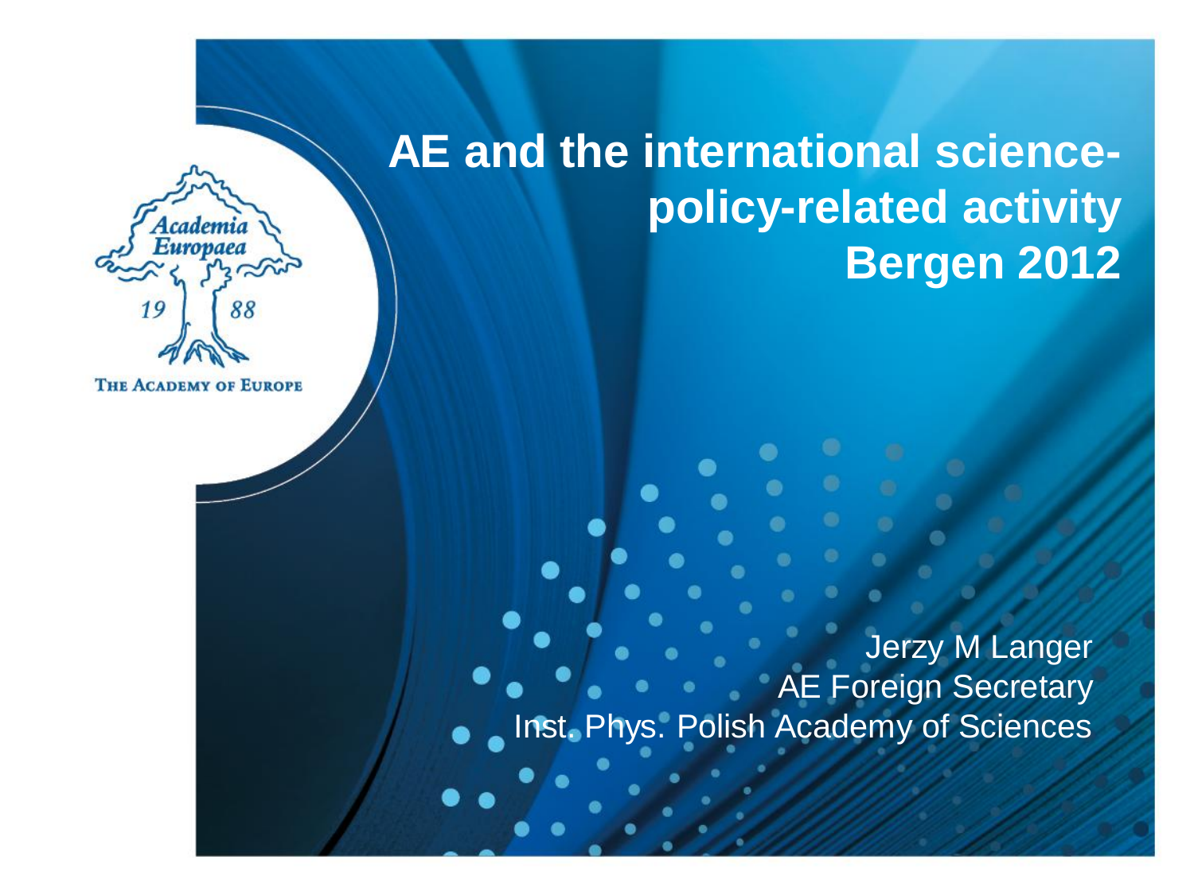# AE and the international science-policy-related activity Bergen 2012

Academia Europaea 1988

THE ACADEMY OF EUROPE

Jerzy M Langer
AE Foreign Secretary
Inst. Phys. Polish Academy of Sciences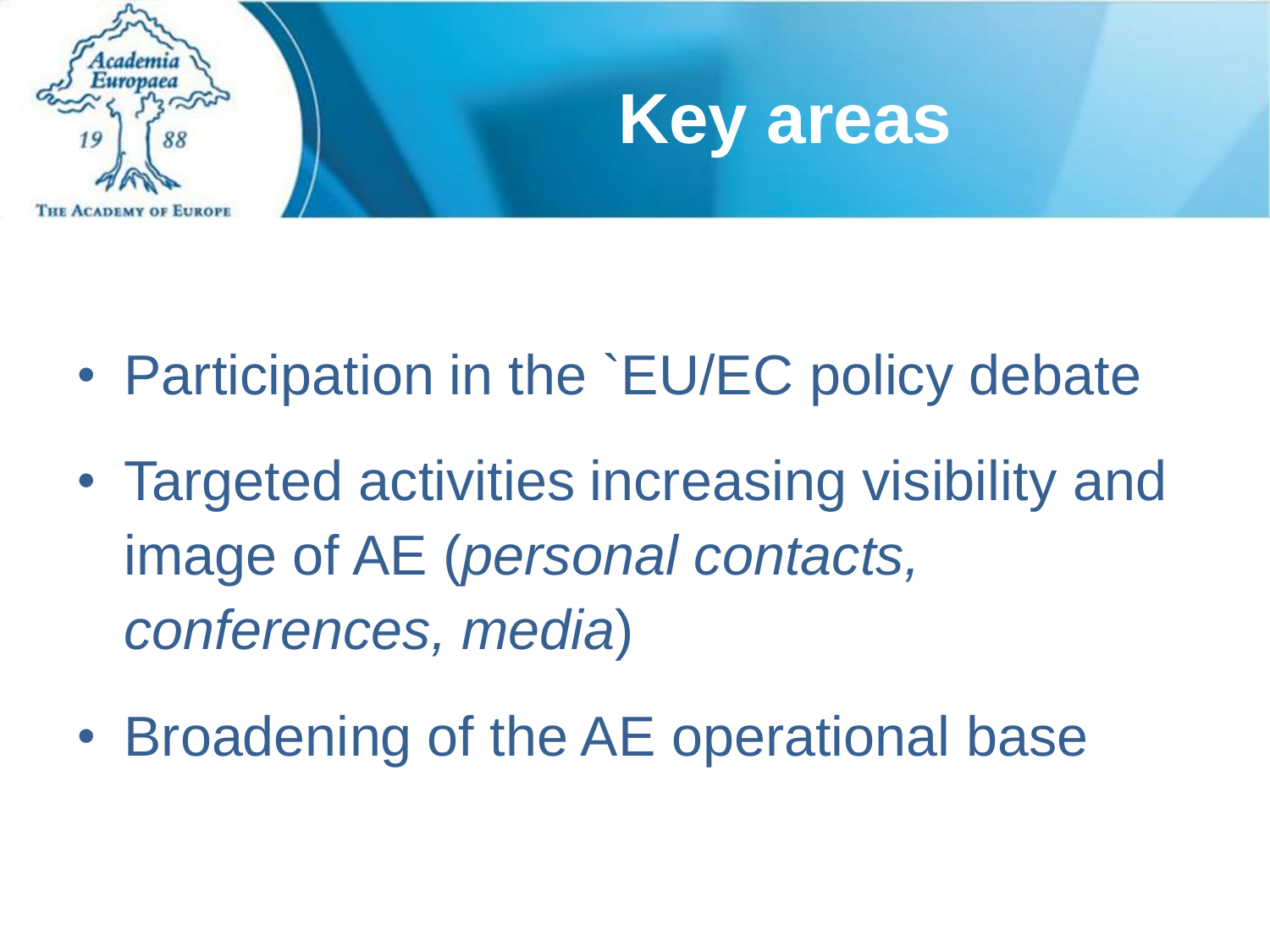# Key areas

- Participation in the `EU/EC policy debate
- Targeted activities increasing visibility and image of AE (*personal contacts, conferences, media*)
- Broadening of the AE operational base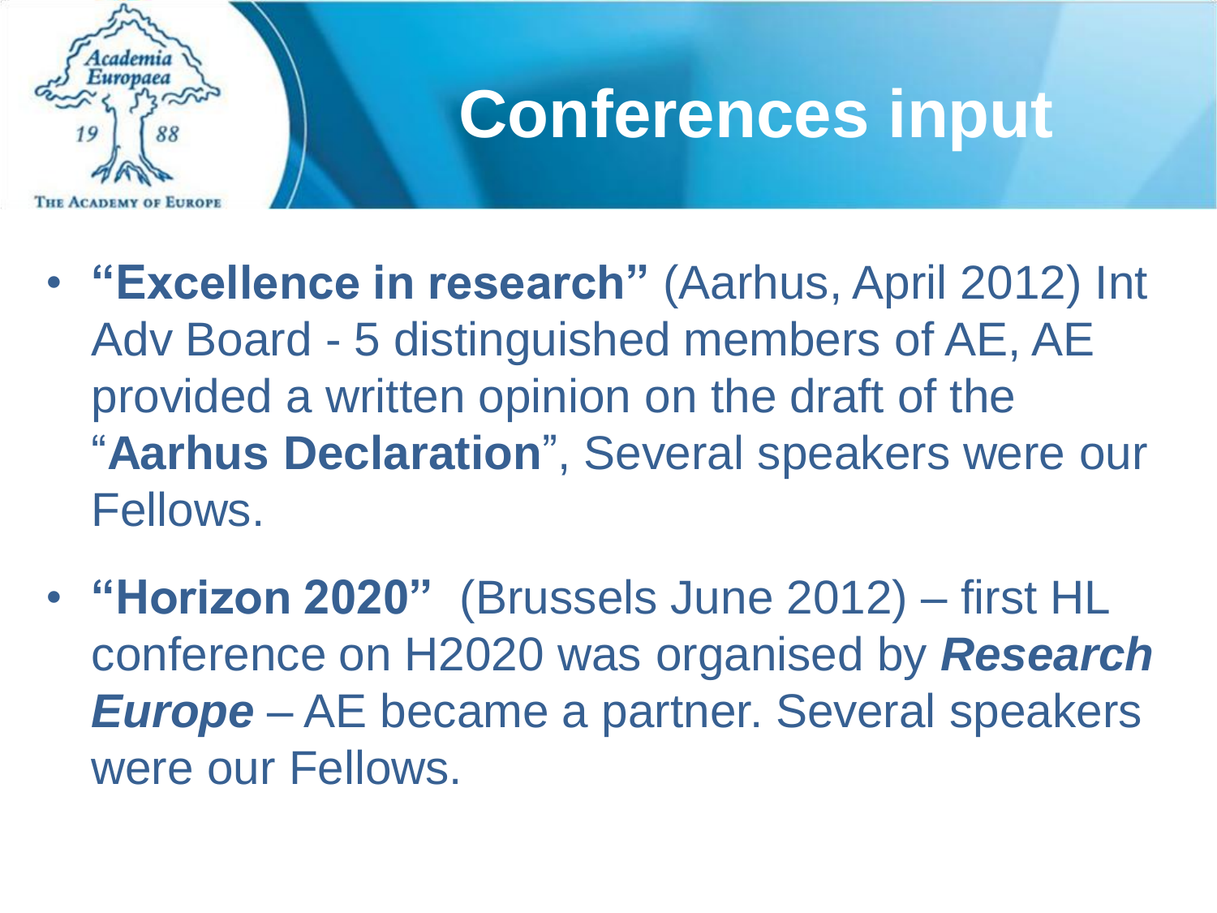# Conferences input

- **"Excellence in research"** (Aarhus, April 2012) Int Adv Board - 5 distinguished members of AE, AE provided a written opinion on the draft of the "**Aarhus Declaration**", Several speakers were our Fellows.
- **"Horizon 2020"** (Brussels June 2012) – first HL conference on H2020 was organised by ***Research Europe*** – AE became a partner. Several speakers were our Fellows.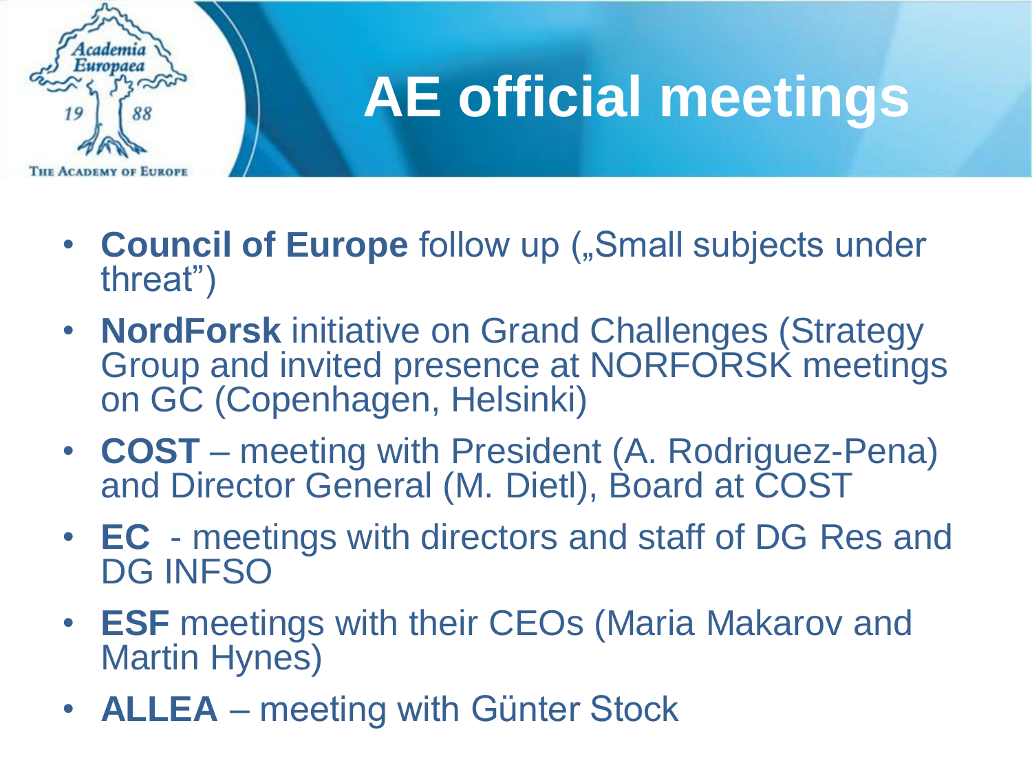# AE official meetings

- **Council of Europe** follow up („Small subjects under threat")
- **NordForsk** initiative on Grand Challenges (Strategy Group and invited presence at NORFORSK meetings on GC (Copenhagen, Helsinki)
- **COST** – meeting with President (A. Rodriguez-Pena) and Director General (M. Dietl), Board at COST
- **EC** - meetings with directors and staff of DG Res and DG INFSO
- **ESF** meetings with their CEOs (Maria Makarov and Martin Hynes)
- **ALLEA** – meeting with Günter Stock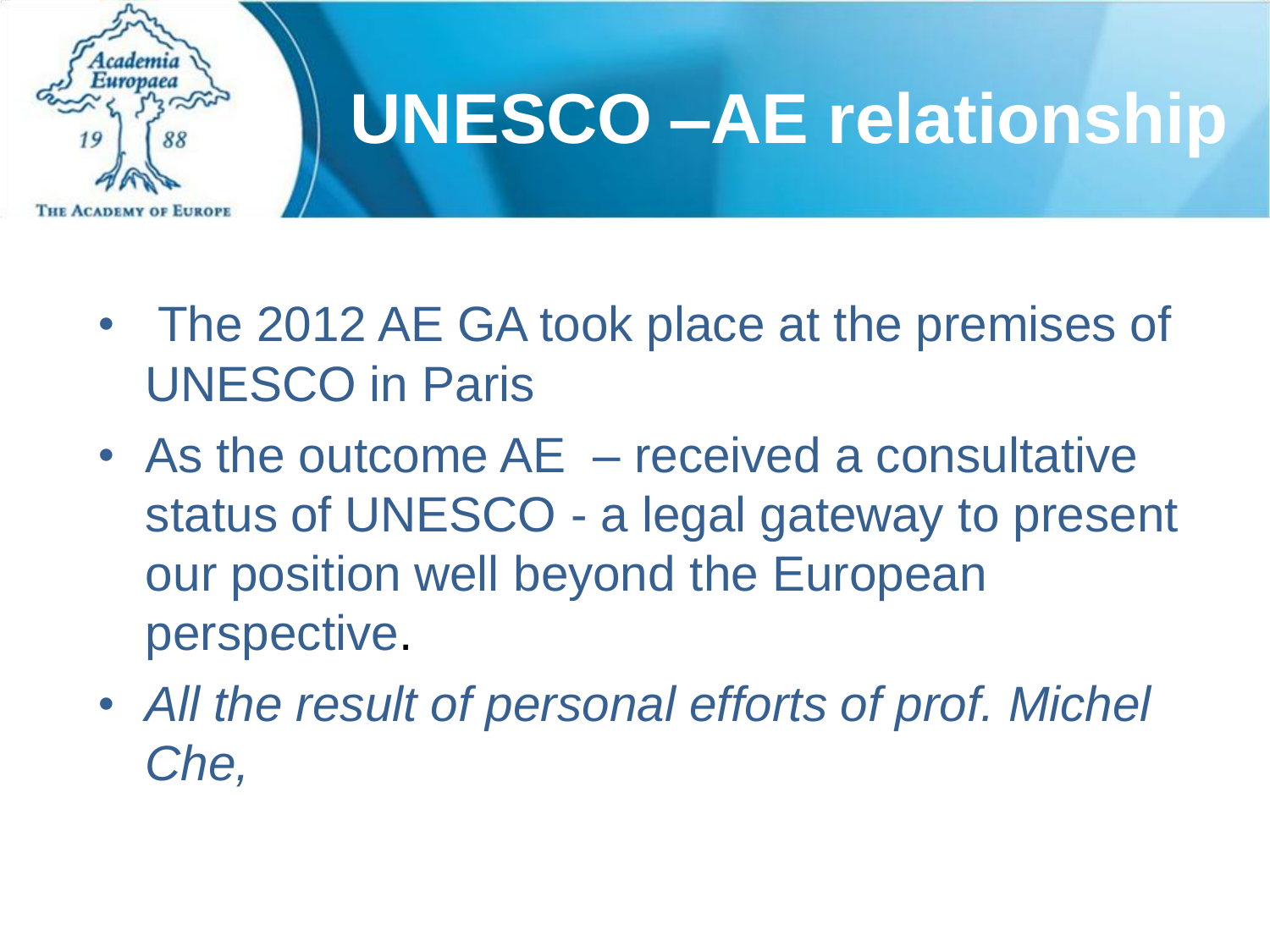# UNESCO –AE relationship

- The 2012 AE GA took place at the premises of UNESCO in Paris
- As the outcome AE – received a consultative status of UNESCO - a legal gateway to present our position well beyond the European perspective.
- *All the result of personal efforts of prof. Michel Che,*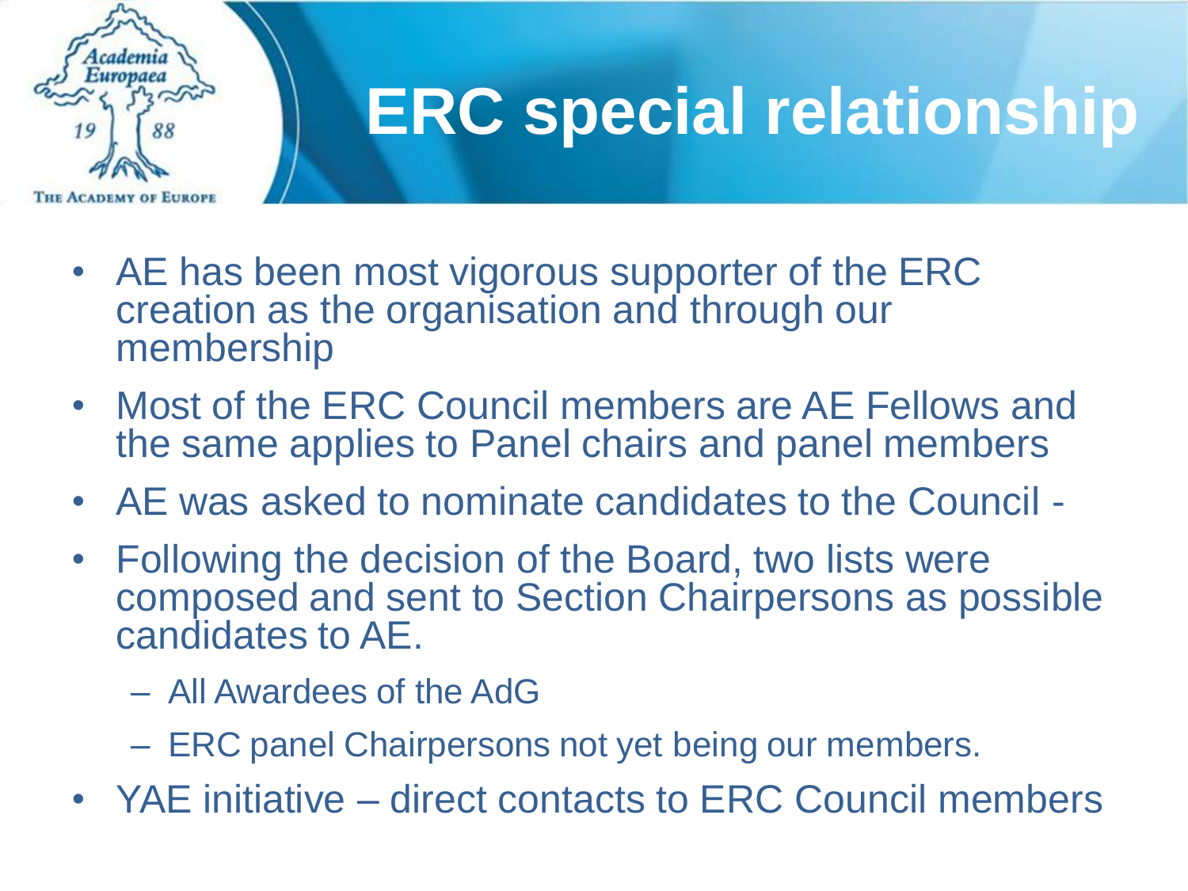# ERC special relationship

- AE has been most vigorous supporter of the ERC creation as the organisation and through our membership
- Most of the ERC Council members are AE Fellows and the same applies to Panel chairs and panel members
- AE was asked to nominate candidates to the Council -
- Following the decision of the Board, two lists were composed and sent to Section Chairpersons as possible candidates to AE.
  - All Awardees of the AdG
  - ERC panel Chairpersons not yet being our members.
- YAE initiative – direct contacts to ERC Council members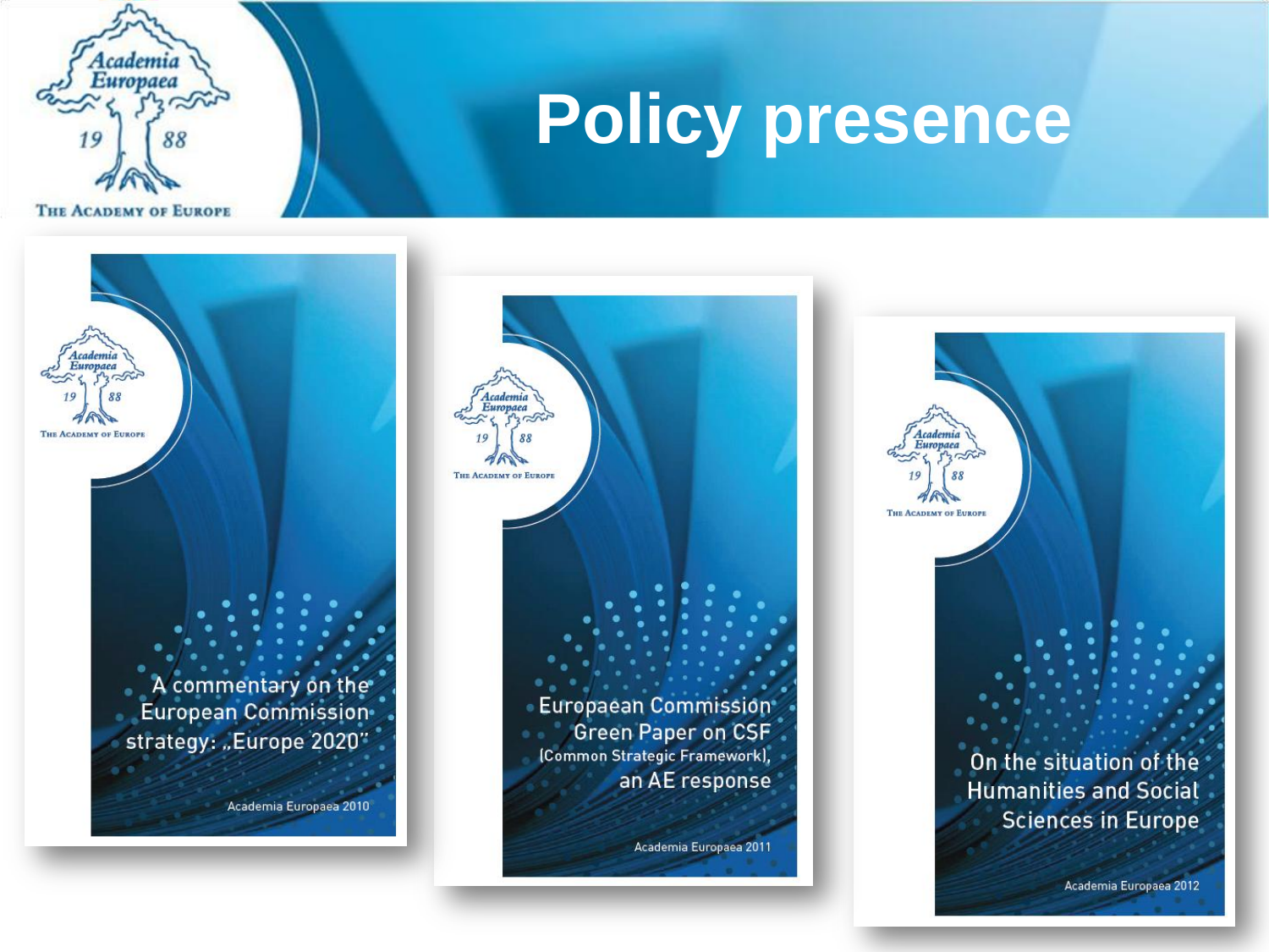# Policy presence

Academia Europaea 1988 — The Academy of Europe

A commentary on the European Commission strategy: „Europe 2020"

Academia Europaea 2010

Europaean Commission Green Paper on CSF (Common Strategic Framework), an AE response

Academia Europaea 2011

On the situation of the Humanities and Social Sciences in Europe

Academia Europaea 2012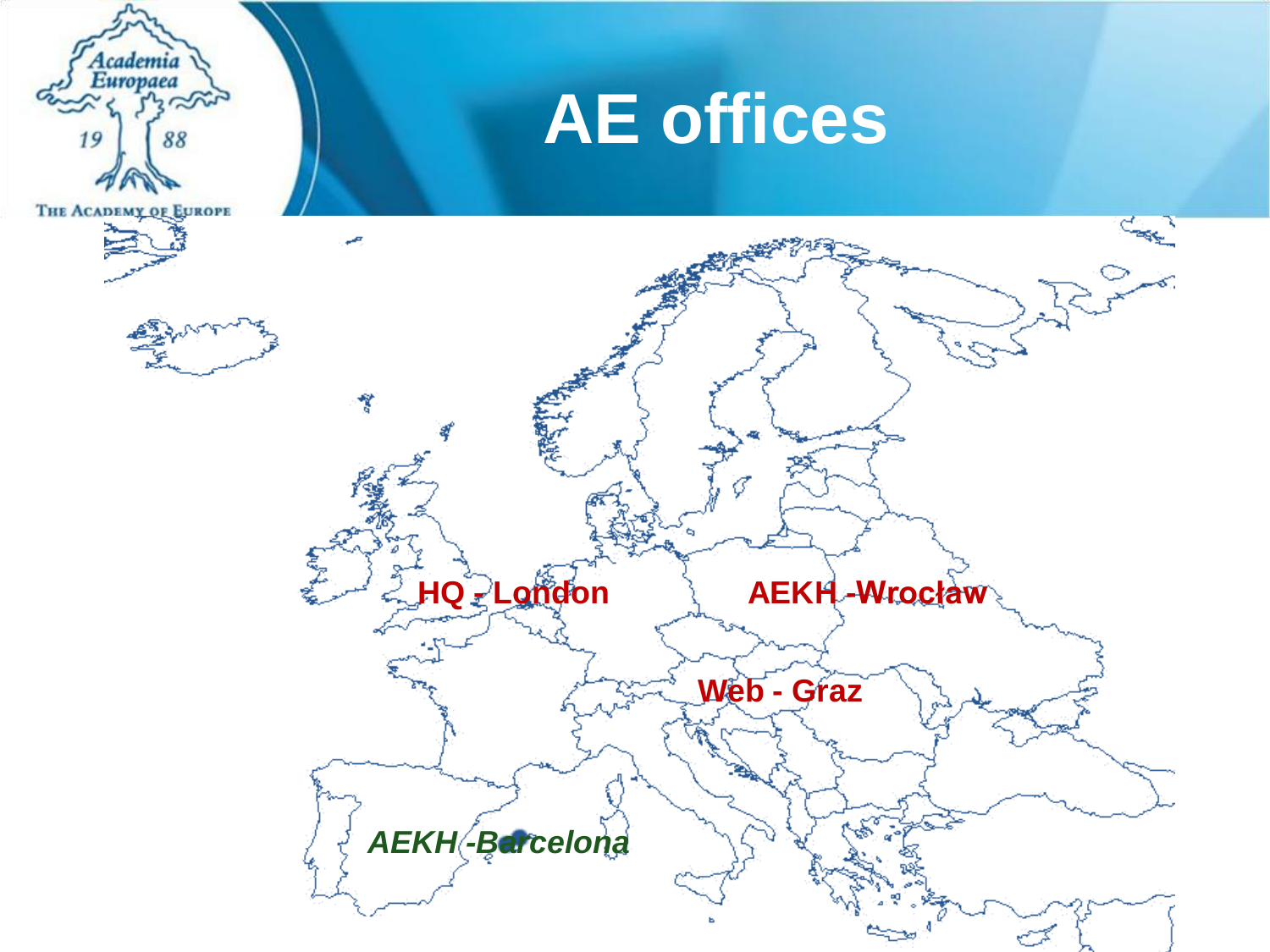# AE offices

HQ - London

AEKH -Wrocław

Web - Graz

*AEKH -Barcelona*